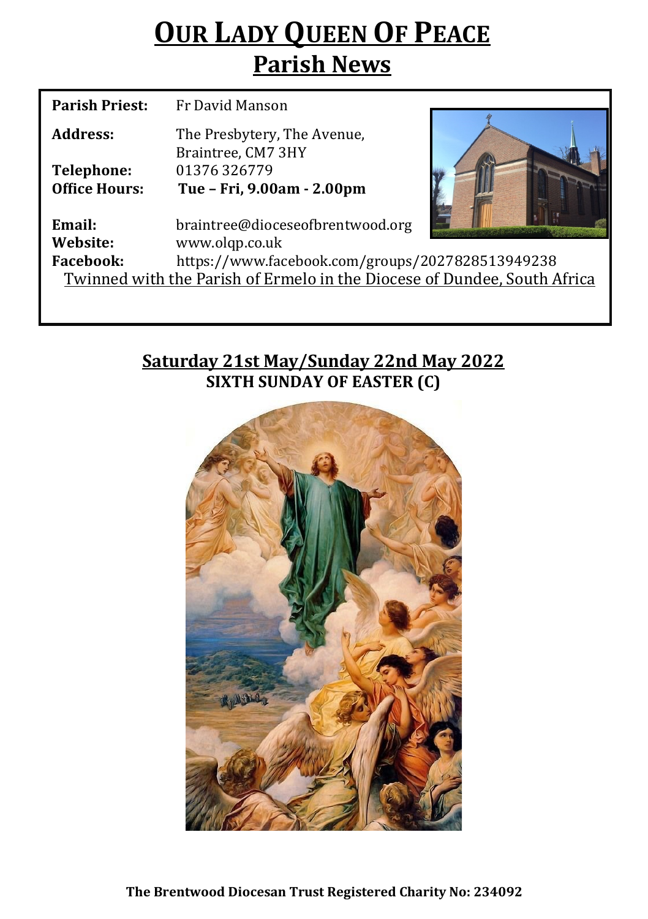# **Our Lady Queen Of Peace**

## **Parish News**

**Parish Priest:** Fr David Manson

**Address:** The Presbytery, The Avenue, Braintree, CM7 3HY

**Telephone:** 01376 326779

**Office Hours:** **Tue – Fri, 9.00am - 2.00pm**

**Email:** braintree@dioceseofbrentwood.org

**Website:** www.olqp.co.uk

**Facebook:** https://www.facebook.com/groups/2027828513949238

Twinned with the Parish of Ermelo in the Diocese of Dundee, South Africa

## **Saturday 21st May/Sunday 22nd May 2022**

**SIXTH SUNDAY OF EASTER (C)**

**The Brentwood Diocesan Trust Registered Charity No: 234092**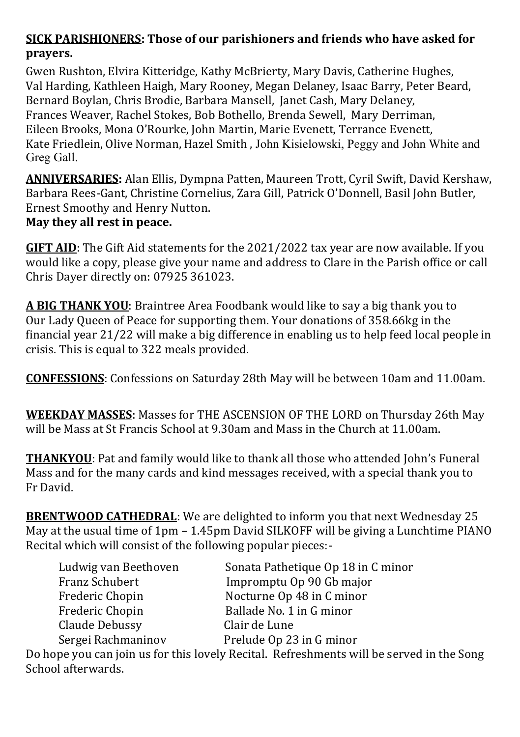**<u>SICK PARISHIONERS</u>: Those of our parishioners and friends who have asked for prayers.**

Gwen Rushton, Elvira Kitteridge, Kathy McBrierty, Mary Davis, Catherine Hughes, Val Harding, Kathleen Haigh, Mary Rooney, Megan Delaney, Isaac Barry, Peter Beard, Bernard Boylan, Chris Brodie, Barbara Mansell, Janet Cash, Mary Delaney, Frances Weaver, Rachel Stokes, Bob Bothello, Brenda Sewell, Mary Derriman, Eileen Brooks, Mona O'Rourke, John Martin, Marie Evenett, Terrance Evenett, Kate Friedlein, Olive Norman, Hazel Smith , John Kisielowski, Peggy and John White and Greg Gall.

**<u>ANNIVERSARIES</u>:** Alan Ellis, Dympna Patten, Maureen Trott, Cyril Swift, David Kershaw, Barbara Rees-Gant, Christine Cornelius, Zara Gill, Patrick O'Donnell, Basil John Butler, Ernest Smoothy and Henry Nutton.
**May they all rest in peace.**

**<u>GIFT AID</u>**: The Gift Aid statements for the 2021/2022 tax year are now available. If you would like a copy, please give your name and address to Clare in the Parish office or call Chris Dayer directly on: 07925 361023.

**<u>A BIG THANK YOU</u>**: Braintree Area Foodbank would like to say a big thank you to Our Lady Queen of Peace for supporting them. Your donations of 358.66kg in the financial year 21/22 will make a big difference in enabling us to help feed local people in crisis. This is equal to 322 meals provided.

**<u>CONFESSIONS</u>**: Confessions on Saturday 28th May will be between 10am and 11.00am.

**<u>WEEKDAY MASSES</u>**: Masses for THE ASCENSION OF THE LORD on Thursday 26th May will be Mass at St Francis School at 9.30am and Mass in the Church at 11.00am.

**<u>THANKYOU</u>**: Pat and family would like to thank all those who attended John's Funeral Mass and for the many cards and kind messages received, with a special thank you to Fr David.

**<u>BRENTWOOD CATHEDRAL</u>**: We are delighted to inform you that next Wednesday 25 May at the usual time of 1pm – 1.45pm David SILKOFF will be giving a Lunchtime PIANO Recital which will consist of the following popular pieces:-

| Composer | Piece |
| --- | --- |
| Ludwig van Beethoven | Sonata Pathetique Op 18 in C minor |
| Franz Schubert | Impromptu Op 90 Gb major |
| Frederic Chopin | Nocturne Op 48 in C minor |
| Frederic Chopin | Ballade No. 1 in G minor |
| Claude Debussy | Clair de Lune |
| Sergei Rachmaninov | Prelude Op 23 in G minor |

Do hope you can join us for this lovely Recital. Refreshments will be served in the Song School afterwards.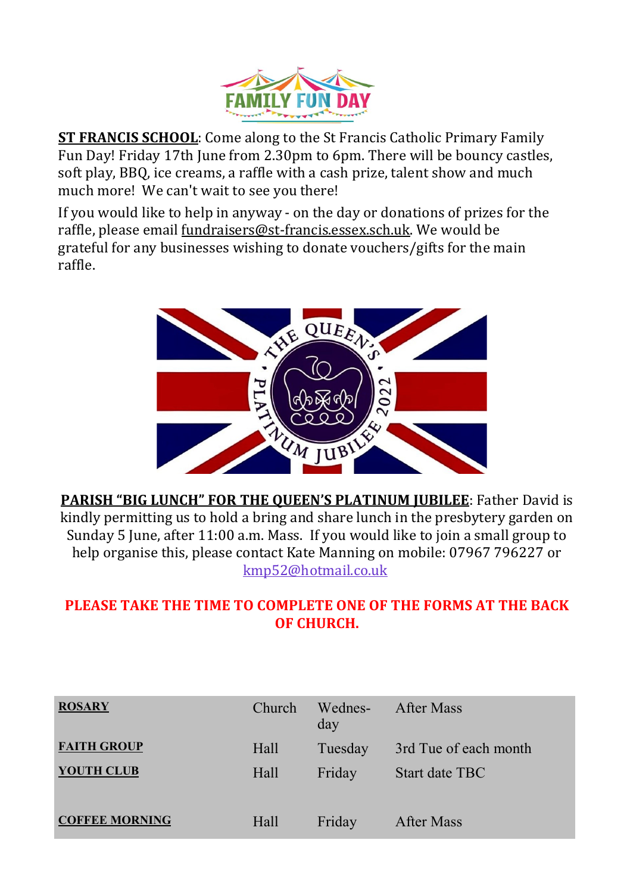**ST FRANCIS SCHOOL**: Come along to the St Francis Catholic Primary Family Fun Day! Friday 17th June from 2.30pm to 6pm. There will be bouncy castles, soft play, BBQ, ice creams, a raffle with a cash prize, talent show and much much more! We can't wait to see you there!

If you would like to help in anyway - on the day or donations of prizes for the raffle, please email fundraisers@st-francis.essex.sch.uk. We would be grateful for any businesses wishing to donate vouchers/gifts for the main raffle.

**PARISH "BIG LUNCH" FOR THE QUEEN'S PLATINUM JUBILEE**: Father David is kindly permitting us to hold a bring and share lunch in the presbytery garden on Sunday 5 June, after 11:00 a.m. Mass. If you would like to join a small group to help organise this, please contact Kate Manning on mobile: 07967 796227 or kmp52@hotmail.co.uk

**PLEASE TAKE THE TIME TO COMPLETE ONE OF THE FORMS AT THE BACK OF CHURCH.**

| | | | |
|---|---|---|---|
| **ROSARY** | Church | Wednesday | After Mass |
| **FAITH GROUP** | Hall | Tuesday | 3rd Tue of each month |
| **YOUTH CLUB** | Hall | Friday | Start date TBC |
| **COFFEE MORNING** | Hall | Friday | After Mass |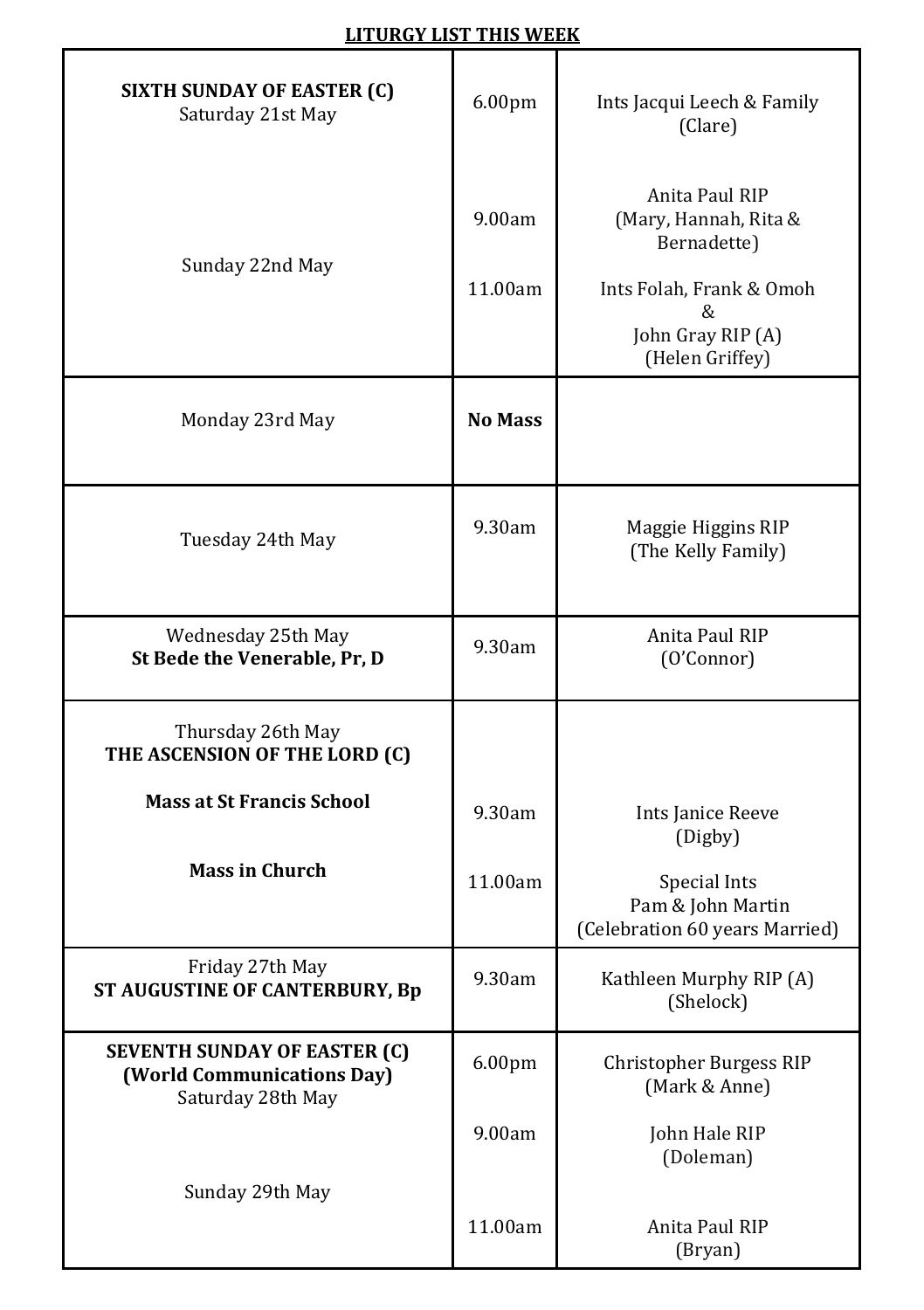**LITURGY LIST THIS WEEK**

| | | |
|---|---|---|
| **SIXTH SUNDAY OF EASTER (C)**<br>Saturday 21st May | 6.00pm | Ints Jacqui Leech & Family<br>(Clare) |
| Sunday 22nd May | 9.00am<br><br>11.00am | Anita Paul RIP<br>(Mary, Hannah, Rita & Bernadette)<br><br>Ints Folah, Frank & Omoh<br>&<br>John Gray RIP (A)<br>(Helen Griffey) |
| Monday 23rd May | **No Mass** | |
| Tuesday 24th May | 9.30am | Maggie Higgins RIP<br>(The Kelly Family) |
| Wednesday 25th May<br>**St Bede the Venerable, Pr, D** | 9.30am | Anita Paul RIP<br>(O'Connor) |
| Thursday 26th May<br>**THE ASCENSION OF THE LORD (C)**<br><br>**Mass at St Francis School**<br><br>**Mass in Church** | <br><br><br>9.30am<br><br>11.00am | <br><br><br>Ints Janice Reeve<br>(Digby)<br><br>Special Ints<br>Pam & John Martin<br>(Celebration 60 years Married) |
| Friday 27th May<br>**ST AUGUSTINE OF CANTERBURY, Bp** | 9.30am | Kathleen Murphy RIP (A)<br>(Shelock) |
| **SEVENTH SUNDAY OF EASTER (C)**<br>**(World Communications Day)**<br>Saturday 28th May<br><br>Sunday 29th May | 6.00pm<br><br>9.00am<br><br>11.00am | Christopher Burgess RIP<br>(Mark & Anne)<br><br>John Hale RIP<br>(Doleman)<br><br>Anita Paul RIP<br>(Bryan) |